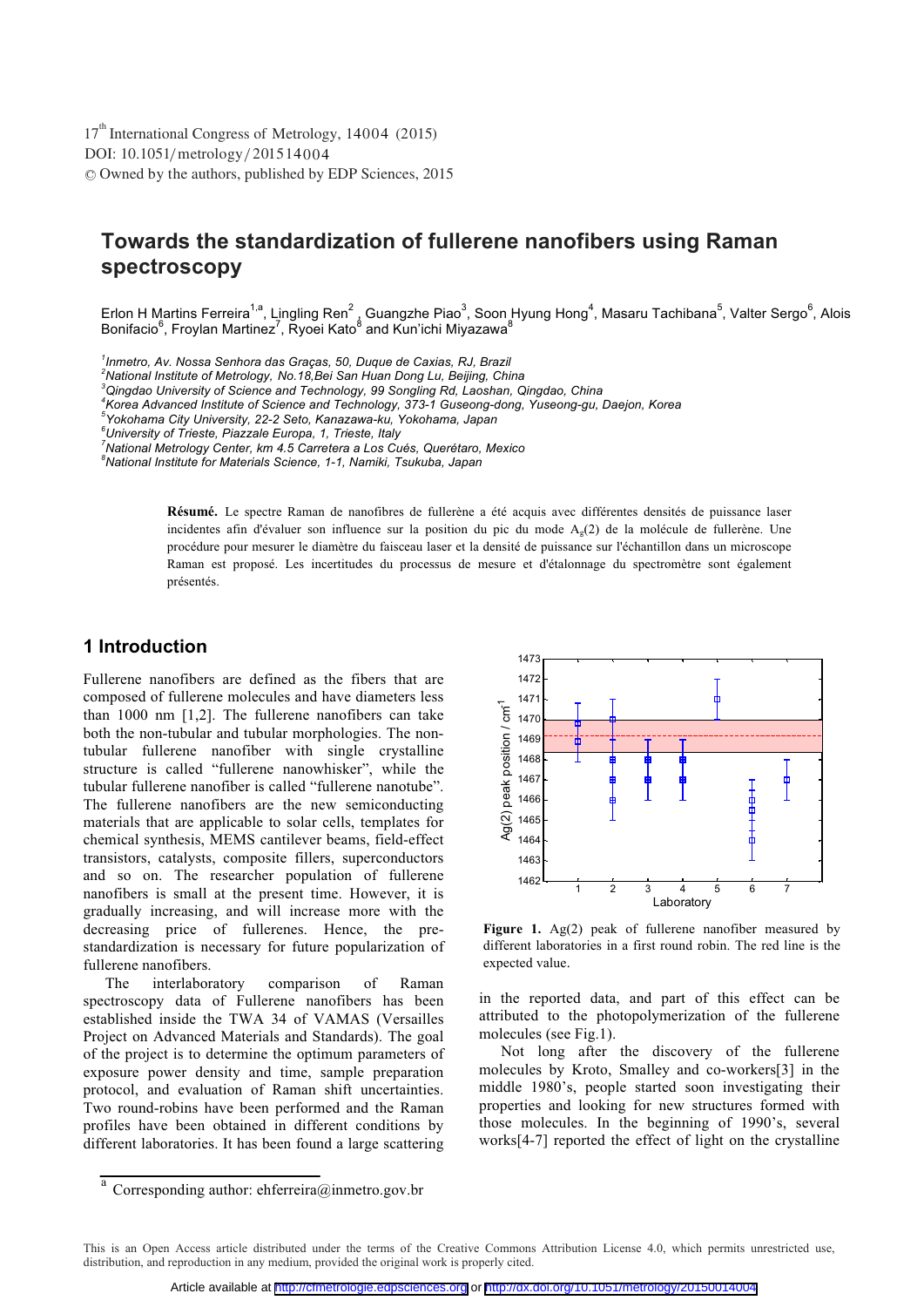# Towards the standardization of fullerene nanofibers using Raman spectroscopy

Erlon H Martins Ferreira[1,a], Lingling Ren[2], Guangzhe Piao[3], Soon Hyung Hong[4], Masaru Tachibana[5], Valter Sergo[6], Alois Bonifacio[6], Froylan Martinez[7], Ryoei Kato[8] and Kun'ichi Miyazawa[8]

[1]*Inmetro, Av. Nossa Senhora das Graças, 50, Duque de Caxias, RJ, Brazil*
[2]*National Institute of Metrology, No.18,Bei San Huan Dong Lu, Beijing, China*
[3]*Qingdao University of Science and Technology, 99 Songling Rd, Laoshan, Qingdao, China*
[4]*Korea Advanced Institute of Science and Technology, 373-1 Guseong-dong, Yuseong-gu, Daejon, Korea*
[5]*Yokohama City University, 22-2 Seto, Kanazawa-ku, Yokohama, Japan*
[6]*University of Trieste, Piazzale Europa, 1, Trieste, Italy*
[7]*National Metrology Center, km 4.5 Carretera a Los Cués, Querétaro, Mexico*
[8]*National Institute for Materials Science, 1-1, Namiki, Tsukuba, Japan*

**Résumé.** Le spectre Raman de nanofibres de fullerène a été acquis avec différentes densités de puissance laser incidentes afin d'évaluer son influence sur la position du pic du mode $A_g(2)$ de la molécule de fullerène. Une procédure pour mesurer le diamètre du faisceau laser et la densité de puissance sur l'échantillon dans un microscope Raman est proposé. Les incertitudes du processus de mesure et d'étalonnage du spectromètre sont également présentés.

## 1 Introduction

Fullerene nanofibers are defined as the fibers that are composed of fullerene molecules and have diameters less than 1000 nm [1,2]. The fullerene nanofibers can take both the non-tubular and tubular morphologies. The non-tubular fullerene nanofiber with single crystalline structure is called "fullerene nanowhisker", while the tubular fullerene nanofiber is called "fullerene nanotube". The fullerene nanofibers are the new semiconducting materials that are applicable to solar cells, templates for chemical synthesis, MEMS cantilever beams, field-effect transistors, catalysts, composite fillers, superconductors and so on. The researcher population of fullerene nanofibers is small at the present time. However, it is gradually increasing, and will increase more with the decreasing price of fullerenes. Hence, the pre-standardization is necessary for future popularization of fullerene nanofibers.

The interlaboratory comparison of Raman spectroscopy data of Fullerene nanofibers has been established inside the TWA 34 of VAMAS (Versailles Project on Advanced Materials and Standards). The goal of the project is to determine the optimum parameters of exposure power density and time, sample preparation protocol, and evaluation of Raman shift uncertainties. Two round-robins have been performed and the Raman profiles have been obtained in different conditions by different laboratories. It has been found a large scattering in the reported data, and part of this effect can be attributed to the photopolymerization of the fullerene molecules (see Fig.1).

**Figure 1.** Ag(2) peak of fullerene nanofiber measured by different laboratories in a first round robin. The red line is the expected value.

Not long after the discovery of the fullerene molecules by Kroto, Smalley and co-workers[3] in the middle 1980's, people started soon investigating their properties and looking for new structures formed with those molecules. In the beginning of 1990's, several works[4-7] reported the effect of light on the crystalline

[a] Corresponding author: ehferreira@inmetro.gov.br

This is an Open Access article distributed under the terms of the Creative Commons Attribution License 4.0, which permits unrestricted use, distribution, and reproduction in any medium, provided the original work is properly cited.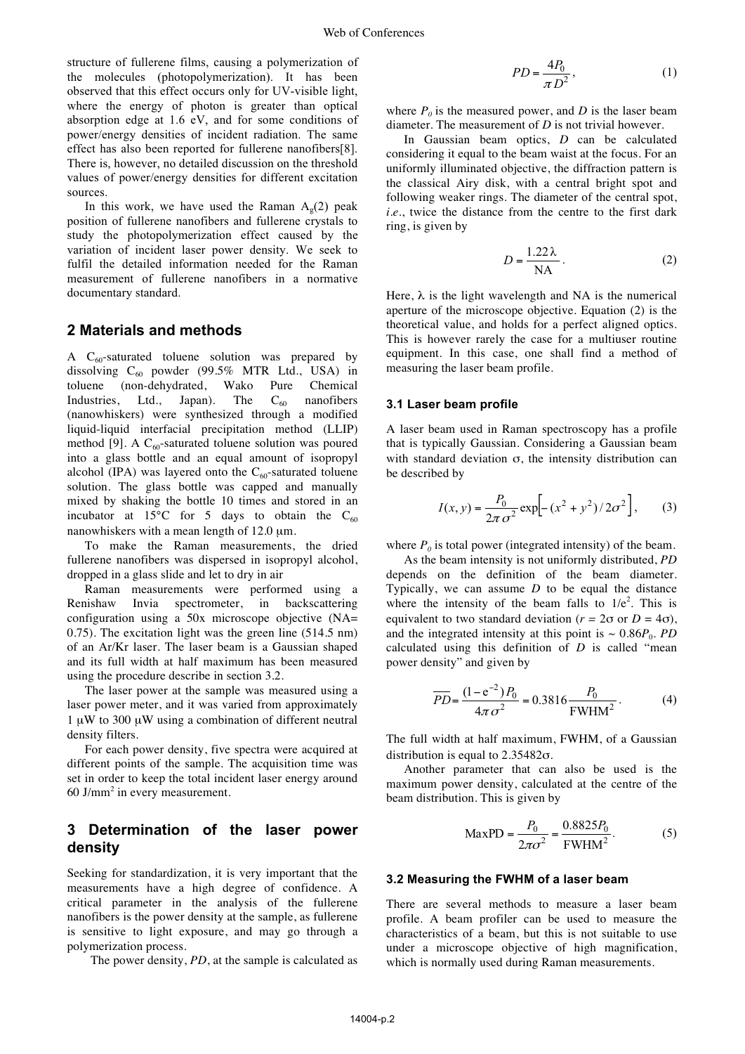structure of fullerene films, causing a polymerization of the molecules (photopolymerization). It has been observed that this effect occurs only for UV-visible light, where the energy of photon is greater than optical absorption edge at 1.6 eV, and for some conditions of power/energy densities of incident radiation. The same effect has also been reported for fullerene nanofibers[8]. There is, however, no detailed discussion on the threshold values of power/energy densities for different excitation sources.

In this work, we have used the Raman $A_g(2)$ peak position of fullerene nanofibers and fullerene crystals to study the photopolymerization effect caused by the variation of incident laser power density. We seek to fulfil the detailed information needed for the Raman measurement of fullerene nanofibers in a normative documentary standard.

## 2 Materials and methods

A $C_{60}$-saturated toluene solution was prepared by dissolving $C_{60}$ powder (99.5% MTR Ltd., USA) in toluene (non-dehydrated, Wako Pure Chemical Industries, Ltd., Japan). The $C_{60}$ nanofibers (nanowhiskers) were synthesized through a modified liquid-liquid interfacial precipitation method (LLIP) method [9]. A $C_{60}$-saturated toluene solution was poured into a glass bottle and an equal amount of isopropyl alcohol (IPA) was layered onto the $C_{60}$-saturated toluene solution. The glass bottle was capped and manually mixed by shaking the bottle 10 times and stored in an incubator at 15°C for 5 days to obtain the $C_{60}$ nanowhiskers with a mean length of 12.0 μm.

To make the Raman measurements, the dried fullerene nanofibers was dispersed in isopropyl alcohol, dropped in a glass slide and let to dry in air

Raman measurements were performed using a Renishaw Invia spectrometer, in backscattering configuration using a 50x microscope objective (NA= 0.75). The excitation light was the green line (514.5 nm) of an Ar/Kr laser. The laser beam is a Gaussian shaped and its full width at half maximum has been measured using the procedure describe in section 3.2.

The laser power at the sample was measured using a laser power meter, and it was varied from approximately 1 μW to 300 μW using a combination of different neutral density filters.

For each power density, five spectra were acquired at different points of the sample. The acquisition time was set in order to keep the total incident laser energy around 60 J/mm$^2$ in every measurement.

## 3 Determination of the laser power density

Seeking for standardization, it is very important that the measurements have a high degree of confidence. A critical parameter in the analysis of the fullerene nanofibers is the power density at the sample, as fullerene is sensitive to light exposure, and may go through a polymerization process.

The power density, *PD*, at the sample is calculated as

$$PD = \frac{4P_0}{\pi D^2}, \tag{1}$$

where $P_0$ is the measured power, and $D$ is the laser beam diameter. The measurement of $D$ is not trivial however.

In Gaussian beam optics, $D$ can be calculated considering it equal to the beam waist at the focus. For an uniformly illuminated objective, the diffraction pattern is the classical Airy disk, with a central bright spot and following weaker rings. The diameter of the central spot, *i.e.*, twice the distance from the centre to the first dark ring, is given by

$$D = \frac{1.22\lambda}{\text{NA}}. \tag{2}$$

Here, λ is the light wavelength and NA is the numerical aperture of the microscope objective. Equation (2) is the theoretical value, and holds for a perfect aligned optics. This is however rarely the case for a multiuser routine equipment. In this case, one shall find a method of measuring the laser beam profile.

### 3.1 Laser beam profile

A laser beam used in Raman spectroscopy has a profile that is typically Gaussian. Considering a Gaussian beam with standard deviation σ, the intensity distribution can be described by

$$I(x,y) = \frac{P_0}{2\pi\sigma^2}\exp\left[-(x^2+y^2)/2\sigma^2\right], \tag{3}$$

where $P_0$ is total power (integrated intensity) of the beam.

As the beam intensity is not uniformly distributed, *PD* depends on the definition of the beam diameter. Typically, we can assume $D$ to be equal the distance where the intensity of the beam falls to $1/e^2$. This is equivalent to two standard deviation ($r = 2\sigma$ or $D = 4\sigma$), and the integrated intensity at this point is $\sim 0.86P_0$. *PD* calculated using this definition of $D$ is called "mean power density" and given by

$$\overline{PD} = \frac{(1-e^{-2})P_0}{4\pi\sigma^2} = 0.3816\frac{P_0}{\text{FWHM}^2}. \tag{4}$$

The full width at half maximum, FWHM, of a Gaussian distribution is equal to 2.35482σ.

Another parameter that can also be used is the maximum power density, calculated at the centre of the beam distribution. This is given by

$$\text{MaxPD} = \frac{P_0}{2\pi\sigma^2} = \frac{0.8825P_0}{\text{FWHM}^2}. \tag{5}$$

### 3.2 Measuring the FWHM of a laser beam

There are several methods to measure a laser beam profile. A beam profiler can be used to measure the characteristics of a beam, but this is not suitable to use under a microscope objective of high magnification, which is normally used during Raman measurements.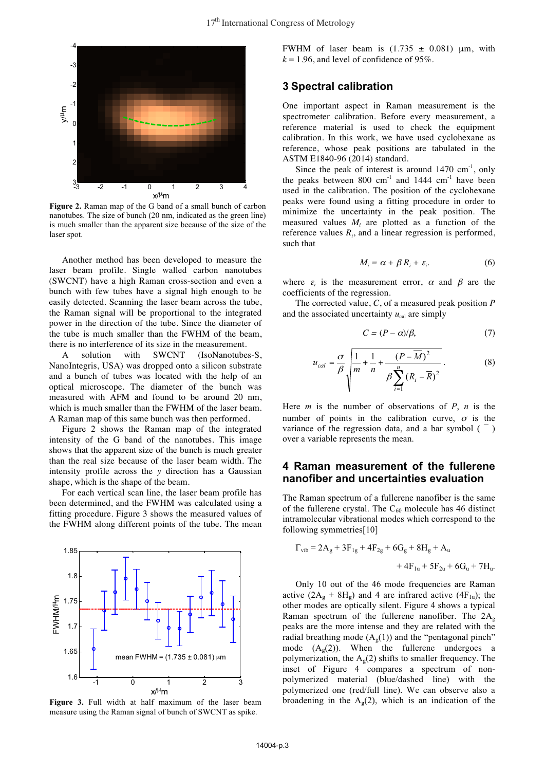**Figure 2.** Raman map of the G band of a small bunch of carbon nanotubes. The size of bunch (20 nm, indicated as the green line) is much smaller than the apparent size because of the size of the laser spot.

Another method has been developed to measure the laser beam profile. Single walled carbon nanotubes (SWCNT) have a high Raman cross-section and even a bunch with few tubes have a signal high enough to be easily detected. Scanning the laser beam across the tube, the Raman signal will be proportional to the integrated power in the direction of the tube. Since the diameter of the tube is much smaller than the FWHM of the beam, there is no interference of its size in the measurement.

A solution with SWCNT (IsoNanotubes-S, NanoIntegris, USA) was dropped onto a silicon substrate and a bunch of tubes was located with the help of an optical microscope. The diameter of the bunch was measured with AFM and found to be around 20 nm, which is much smaller than the FWHM of the laser beam. A Raman map of this same bunch was then performed.

Figure 2 shows the Raman map of the integrated intensity of the G band of the nanotubes. This image shows that the apparent size of the bunch is much greater than the real size because of the laser beam width. The intensity profile across the $y$ direction has a Gaussian shape, which is the shape of the beam.

For each vertical scan line, the laser beam profile has been determined, and the FWHM was calculated using a fitting procedure. Figure 3 shows the measured values of the FWHM along different points of the tube. The mean FWHM of laser beam is (1.735 ± 0.081) μm, with $k = 1.96$, and level of confidence of 95%.

**Figure 3.** Full width at half maximum of the laser beam measure using the Raman signal of bunch of SWCNT as spike.

## 3 Spectral calibration

One important aspect in Raman measurement is the spectrometer calibration. Before every measurement, a reference material is used to check the equipment calibration. In this work, we have used cyclohexane as reference, whose peak positions are tabulated in the ASTM E1840-96 (2014) standard.

Since the peak of interest is around 1470 cm$^{-1}$, only the peaks between 800 cm$^{-1}$ and 1444 cm$^{-1}$ have been used in the calibration. The position of the cyclohexane peaks were found using a fitting procedure in order to minimize the uncertainty in the peak position. The measured values $M_i$ are plotted as a function of the reference values $R_i$, and a linear regression is performed, such that

$$M_i = \alpha + \beta R_i + \varepsilon_i. \tag{6}$$

where $\varepsilon_i$ is the measurement error, $\alpha$ and $\beta$ are the coefficients of the regression.

The corrected value, $C$, of a measured peak position $P$ and the associated uncertainty $u_{cal}$ are simply

$$C = (P - \alpha)/\beta, \tag{7}$$

$$u_{cal} = \frac{\sigma}{\beta}\sqrt{\frac{1}{m} + \frac{1}{n} + \frac{(P - \overline{M})^2}{\beta \sum_{i=1}^{n}(R_i - \overline{R})^2}}. \tag{8}$$

Here $m$ is the number of observations of $P$, $n$ is the number of points in the calibration curve, $\sigma$ is the variance of the regression data, and a bar symbol ( ¯ ) over a variable represents the mean.

## 4 Raman measurement of the fullerene nanofiber and uncertainties evaluation

The Raman spectrum of a fullerene nanofiber is the same of the fullerene crystal. The $C_{60}$ molecule has 46 distinct intramolecular vibrational modes which correspond to the following symmetries[10]

$$\Gamma_{vib} = 2A_g + 3F_{1g} + 4F_{2g} + 6G_g + 8H_g + A_u + 4F_{1u} + 5F_{2u} + 6G_u + 7H_u.$$

Only 10 out of the 46 mode frequencies are Raman active ($2A_g + 8H_g$) and 4 are infrared active ($4F_{1u}$); the other modes are optically silent. Figure 4 shows a typical Raman spectrum of the fullerene nanofiber. The $2A_g$ peaks are the more intense and they are related with the radial breathing mode ($A_g(1)$) and the "pentagonal pinch" mode ($A_g(2)$). When the fullerene undergoes a polymerization, the $A_g(2)$ shifts to smaller frequency. The inset of Figure 4 compares a spectrum of non-polymerized material (blue/dashed line) with the polymerized one (red/full line). We can observe also a broadening in the $A_g(2)$, which is an indication of the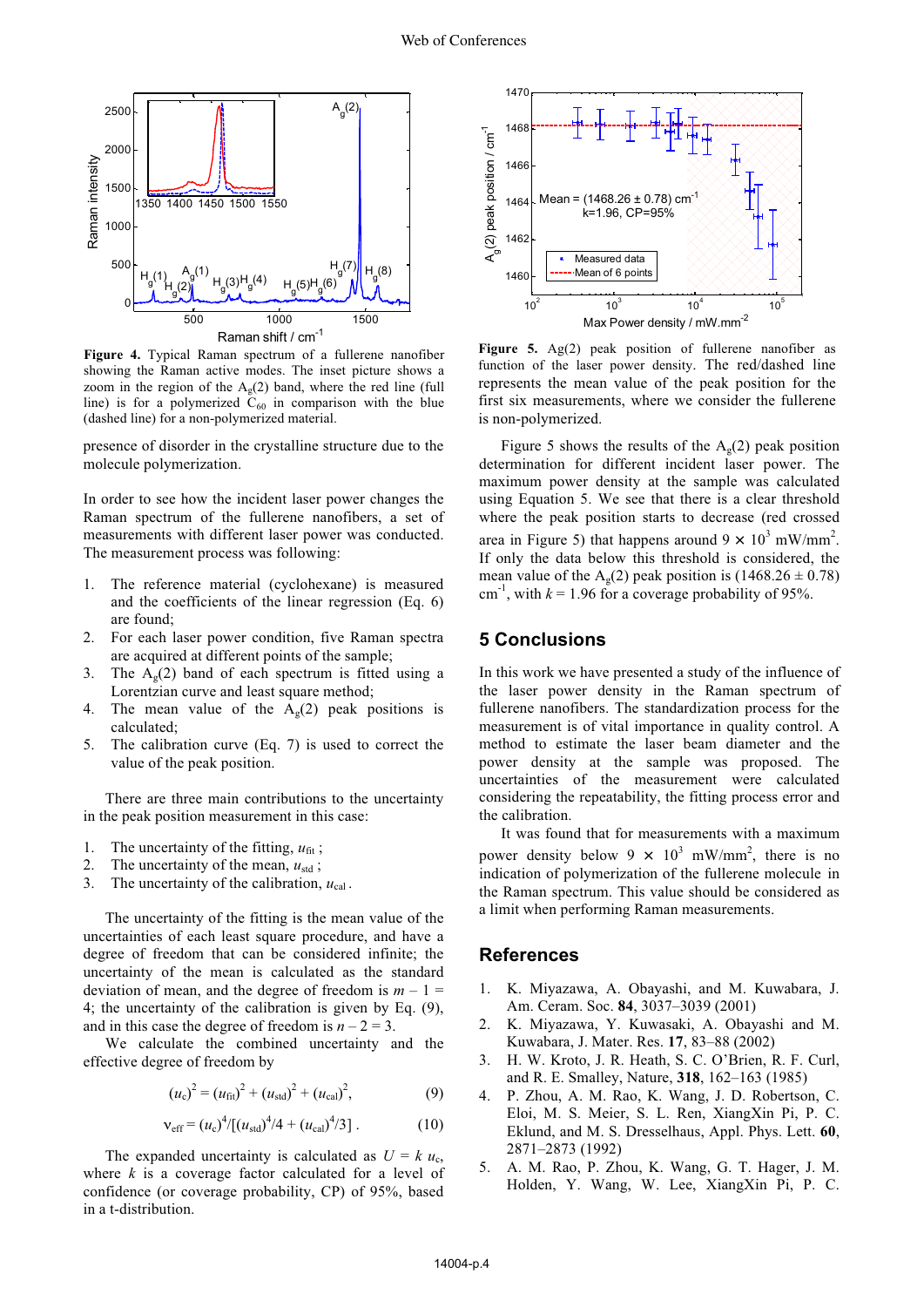**Figure 4.** Typical Raman spectrum of a fullerene nanofiber showing the Raman active modes. The inset picture shows a zoom in the region of the $A_g(2)$ band, where the red line (full line) is for a polymerized $C_{60}$ in comparison with the blue (dashed line) for a non-polymerized material.

presence of disorder in the crystalline structure due to the molecule polymerization.

In order to see how the incident laser power changes the Raman spectrum of the fullerene nanofibers, a set of measurements with different laser power was conducted. The measurement process was following:

1. The reference material (cyclohexane) is measured and the coefficients of the linear regression (Eq. 6) are found;
2. For each laser power condition, five Raman spectra are acquired at different points of the sample;
3. The $A_g(2)$ band of each spectrum is fitted using a Lorentzian curve and least square method;
4. The mean value of the $A_g(2)$ peak positions is calculated;
5. The calibration curve (Eq. 7) is used to correct the value of the peak position.

There are three main contributions to the uncertainty in the peak position measurement in this case:

1. The uncertainty of the fitting, $u_{\rm fit}$ ;
2. The uncertainty of the mean, $u_{\rm std}$ ;
3. The uncertainty of the calibration, $u_{\rm cal}$ .

The uncertainty of the fitting is the mean value of the uncertainties of each least square procedure, and have a degree of freedom that can be considered infinite; the uncertainty of the mean is calculated as the standard deviation of mean, and the degree of freedom is $m - 1 = 4$; the uncertainty of the calibration is given by Eq. (9), and in this case the degree of freedom is $n - 2 = 3$.

We calculate the combined uncertainty and the effective degree of freedom by

$$(u_c)^2 = (u_{\rm fit})^2 + (u_{\rm std})^2 + (u_{\rm cal})^2, \qquad (9)$$

$$\nu_{\rm eff} = (u_c)^4/[(u_{\rm std})^4/4 + (u_{\rm cal})^4/3] . \qquad (10)$$

The expanded uncertainty is calculated as $U = k\, u_c$, where $k$ is a coverage factor calculated for a level of confidence (or coverage probability, CP) of 95%, based in a t-distribution.

**Figure 5.** Ag(2) peak position of fullerene nanofiber as function of the laser power density. The red/dashed line represents the mean value of the peak position for the first six measurements, where we consider the fullerene is non-polymerized.

Figure 5 shows the results of the $A_g(2)$ peak position determination for different incident laser power. The maximum power density at the sample was calculated using Equation 5. We see that there is a clear threshold where the peak position starts to decrease (red crossed area in Figure 5) that happens around $9 \times 10^3$ mW/mm$^2$. If only the data below this threshold is considered, the mean value of the $A_g(2)$ peak position is $(1468.26 \pm 0.78)$ cm$^{-1}$, with $k = 1.96$ for a coverage probability of 95%.

## 5 Conclusions

In this work we have presented a study of the influence of the laser power density in the Raman spectrum of fullerene nanofibers. The standardization process for the measurement is of vital importance in quality control. A method to estimate the laser beam diameter and the power density at the sample was proposed. The uncertainties of the measurement were calculated considering the repeatability, the fitting process error and the calibration.

It was found that for measurements with a maximum power density below $9 \times 10^3$ mW/mm$^2$, there is no indication of polymerization of the fullerene molecule in the Raman spectrum. This value should be considered as a limit when performing Raman measurements.

## References

1. K. Miyazawa, A. Obayashi, and M. Kuwabara, J. Am. Ceram. Soc. **84**, 3037–3039 (2001)
2. K. Miyazawa, Y. Kuwasaki, A. Obayashi and M. Kuwabara, J. Mater. Res. **17**, 83–88 (2002)
3. H. W. Kroto, J. R. Heath, S. C. O'Brien, R. F. Curl, and R. E. Smalley, Nature, **318**, 162–163 (1985)
4. P. Zhou, A. M. Rao, K. Wang, J. D. Robertson, C. Eloi, M. S. Meier, S. L. Ren, XiangXin Pi, P. C. Eklund, and M. S. Dresselhaus, Appl. Phys. Lett. **60**, 2871–2873 (1992)
5. A. M. Rao, P. Zhou, K. Wang, G. T. Hager, J. M. Holden, Y. Wang, W. Lee, XiangXin Pi, P. C.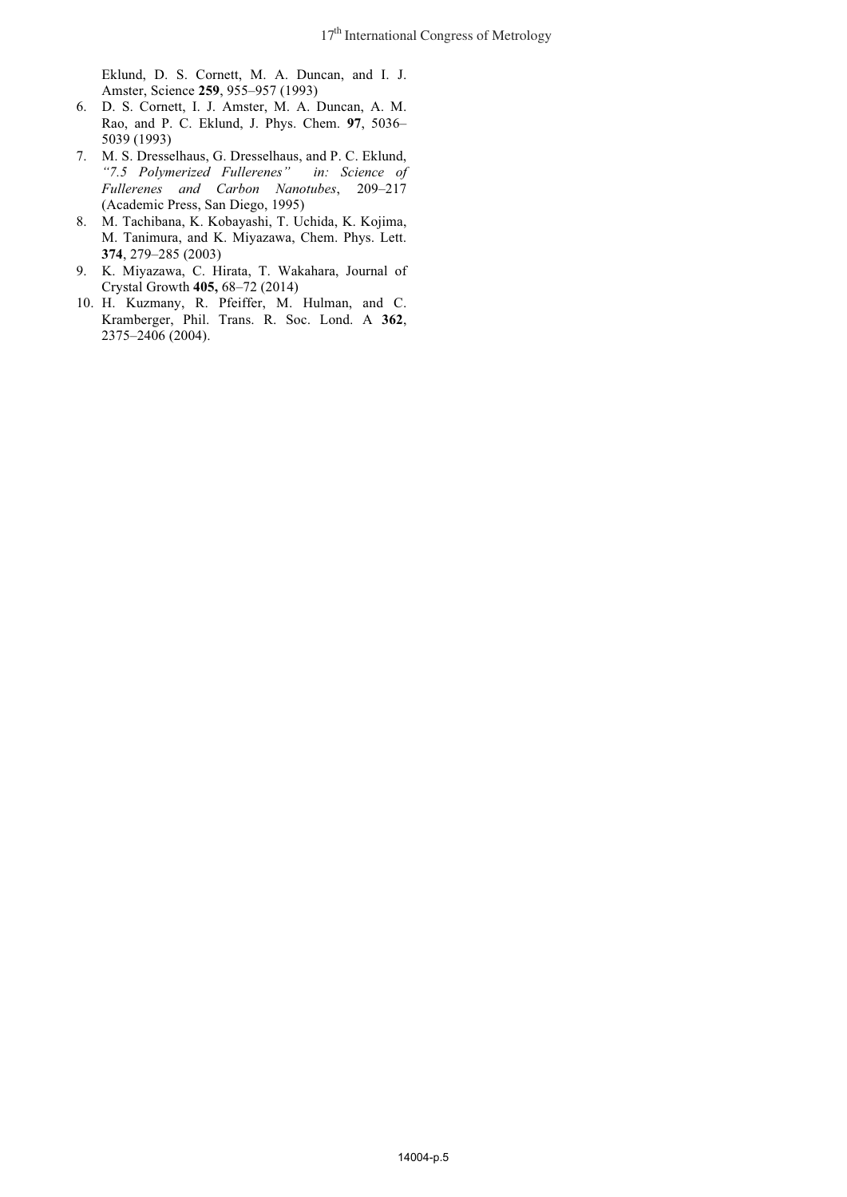Eklund, D. S. Cornett, M. A. Duncan, and I. J. Amster, Science **259**, 955–957 (1993)

6. D. S. Cornett, I. J. Amster, M. A. Duncan, A. M. Rao, and P. C. Eklund, J. Phys. Chem. **97**, 5036–5039 (1993)
7. M. S. Dresselhaus, G. Dresselhaus, and P. C. Eklund, *"7.5 Polymerized Fullerenes" in: Science of Fullerenes and Carbon Nanotubes*, 209–217 (Academic Press, San Diego, 1995)
8. M. Tachibana, K. Kobayashi, T. Uchida, K. Kojima, M. Tanimura, and K. Miyazawa, Chem. Phys. Lett. **374**, 279–285 (2003)
9. K. Miyazawa, C. Hirata, T. Wakahara, Journal of Crystal Growth **405,** 68–72 (2014)
10. H. Kuzmany, R. Pfeiffer, M. Hulman, and C. Kramberger, Phil. Trans. R. Soc. Lond. A **362**, 2375–2406 (2004).